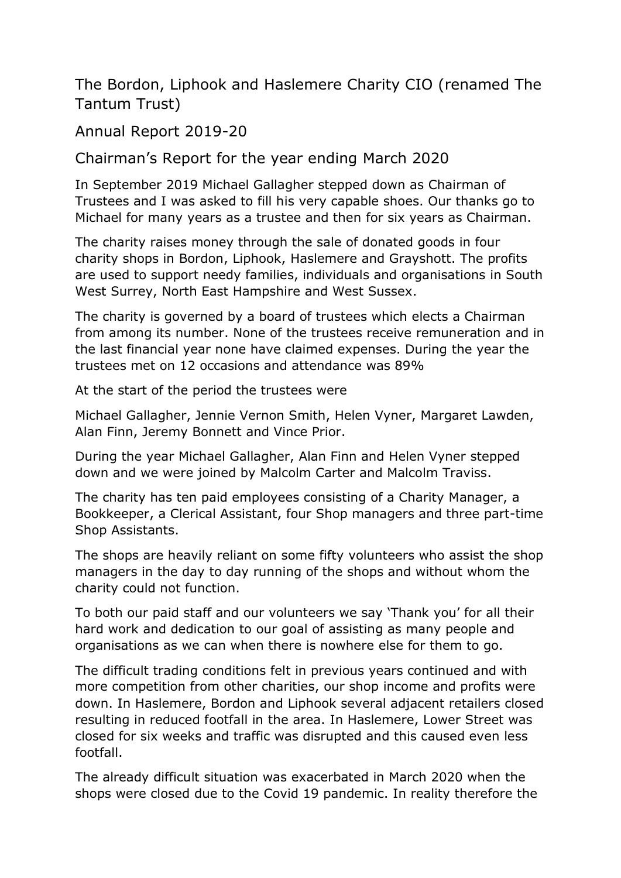# The Bordon, Liphook and Haslemere Charity CIO (renamed The Tantum Trust)

## Annual Report 2019-20

## Chairman's Report for the year ending March 2020

In September 2019 Michael Gallagher stepped down as Chairman of Trustees and I was asked to fill his very capable shoes. Our thanks go to Michael for many years as a trustee and then for six years as Chairman.

The charity raises money through the sale of donated goods in four charity shops in Bordon, Liphook, Haslemere and Grayshott. The profits are used to support needy families, individuals and organisations in South West Surrey, North East Hampshire and West Sussex.

The charity is governed by a board of trustees which elects a Chairman from among its number. None of the trustees receive remuneration and in the last financial year none have claimed expenses. During the year the trustees met on 12 occasions and attendance was 89%

At the start of the period the trustees were

Michael Gallagher, Jennie Vernon Smith, Helen Vyner, Margaret Lawden, Alan Finn, Jeremy Bonnett and Vince Prior.

During the year Michael Gallagher, Alan Finn and Helen Vyner stepped down and we were joined by Malcolm Carter and Malcolm Traviss.

The charity has ten paid employees consisting of a Charity Manager, a Bookkeeper, a Clerical Assistant, four Shop managers and three part-time Shop Assistants.

The shops are heavily reliant on some fifty volunteers who assist the shop managers in the day to day running of the shops and without whom the charity could not function.

To both our paid staff and our volunteers we say 'Thank you' for all their hard work and dedication to our goal of assisting as many people and organisations as we can when there is nowhere else for them to go.

The difficult trading conditions felt in previous years continued and with more competition from other charities, our shop income and profits were down. In Haslemere, Bordon and Liphook several adjacent retailers closed resulting in reduced footfall in the area. In Haslemere, Lower Street was closed for six weeks and traffic was disrupted and this caused even less footfall.

The already difficult situation was exacerbated in March 2020 when the shops were closed due to the Covid 19 pandemic. In reality therefore the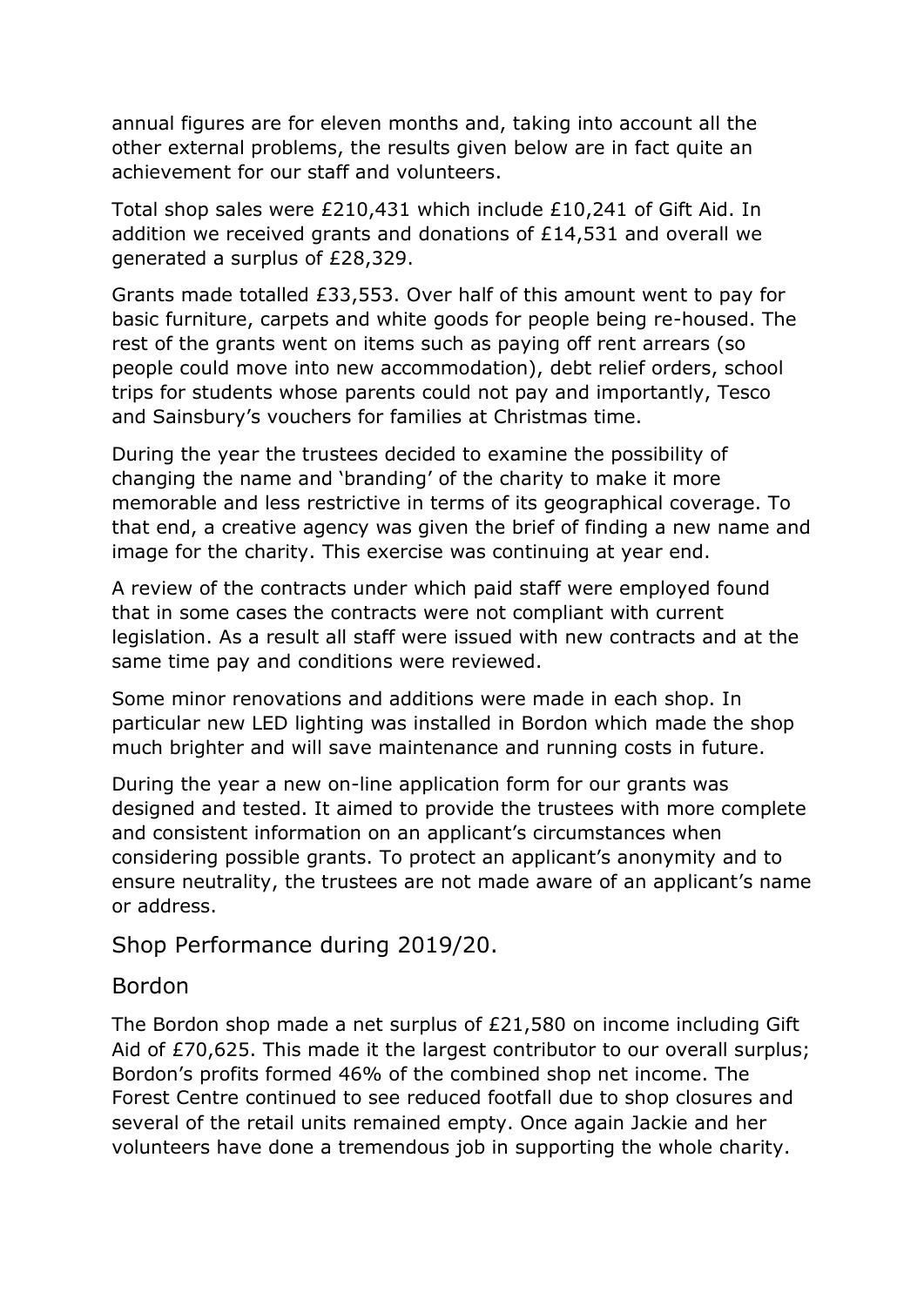annual figures are for eleven months and, taking into account all the other external problems, the results given below are in fact quite an achievement for our staff and volunteers.

Total shop sales were £210,431 which include £10,241 of Gift Aid. In addition we received grants and donations of £14,531 and overall we generated a surplus of £28,329.

Grants made totalled £33,553. Over half of this amount went to pay for basic furniture, carpets and white goods for people being re-housed. The rest of the grants went on items such as paying off rent arrears (so people could move into new accommodation), debt relief orders, school trips for students whose parents could not pay and importantly, Tesco and Sainsbury's vouchers for families at Christmas time.

During the year the trustees decided to examine the possibility of changing the name and 'branding' of the charity to make it more memorable and less restrictive in terms of its geographical coverage. To that end, a creative agency was given the brief of finding a new name and image for the charity. This exercise was continuing at year end.

A review of the contracts under which paid staff were employed found that in some cases the contracts were not compliant with current legislation. As a result all staff were issued with new contracts and at the same time pay and conditions were reviewed.

Some minor renovations and additions were made in each shop. In particular new LED lighting was installed in Bordon which made the shop much brighter and will save maintenance and running costs in future.

During the year a new on-line application form for our grants was designed and tested. It aimed to provide the trustees with more complete and consistent information on an applicant's circumstances when considering possible grants. To protect an applicant's anonymity and to ensure neutrality, the trustees are not made aware of an applicant's name or address.

## Shop Performance during 2019/20.

### Bordon

The Bordon shop made a net surplus of £21,580 on income including Gift Aid of £70,625. This made it the largest contributor to our overall surplus; Bordon's profits formed 46% of the combined shop net income. The Forest Centre continued to see reduced footfall due to shop closures and several of the retail units remained empty. Once again Jackie and her volunteers have done a tremendous job in supporting the whole charity.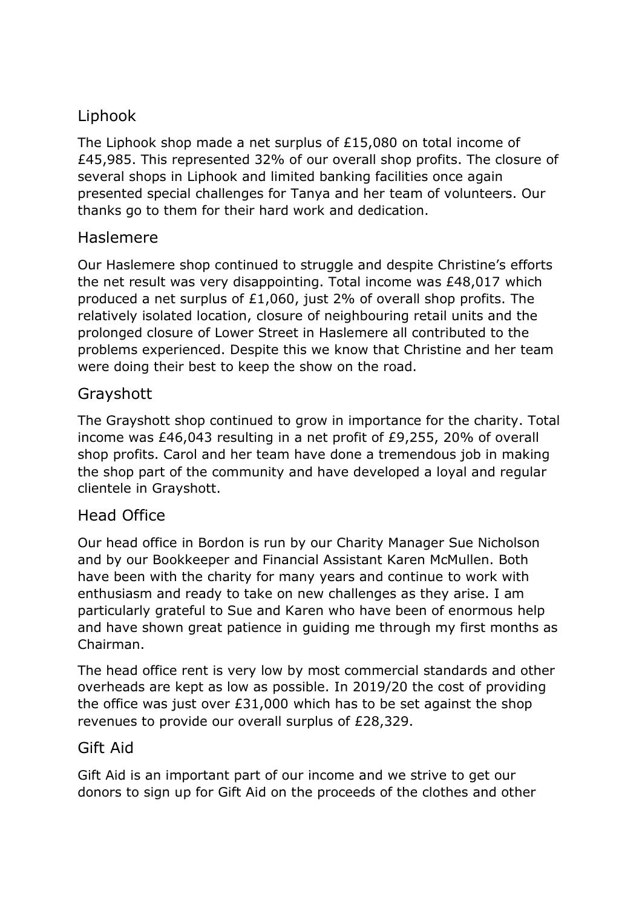## Liphook

The Liphook shop made a net surplus of £15,080 on total income of £45,985. This represented 32% of our overall shop profits. The closure of several shops in Liphook and limited banking facilities once again presented special challenges for Tanya and her team of volunteers. Our thanks go to them for their hard work and dedication.

## Haslemere

Our Haslemere shop continued to struggle and despite Christine's efforts the net result was very disappointing. Total income was £48,017 which produced a net surplus of £1,060, just 2% of overall shop profits. The relatively isolated location, closure of neighbouring retail units and the prolonged closure of Lower Street in Haslemere all contributed to the problems experienced. Despite this we know that Christine and her team were doing their best to keep the show on the road.

## Grayshott

The Grayshott shop continued to grow in importance for the charity. Total income was £46,043 resulting in a net profit of £9,255, 20% of overall shop profits. Carol and her team have done a tremendous job in making the shop part of the community and have developed a loyal and regular clientele in Grayshott.

## Head Office

Our head office in Bordon is run by our Charity Manager Sue Nicholson and by our Bookkeeper and Financial Assistant Karen McMullen. Both have been with the charity for many years and continue to work with enthusiasm and ready to take on new challenges as they arise. I am particularly grateful to Sue and Karen who have been of enormous help and have shown great patience in guiding me through my first months as Chairman.

The head office rent is very low by most commercial standards and other overheads are kept as low as possible. In 2019/20 the cost of providing the office was just over £31,000 which has to be set against the shop revenues to provide our overall surplus of £28,329.

## Gift Aid

Gift Aid is an important part of our income and we strive to get our donors to sign up for Gift Aid on the proceeds of the clothes and other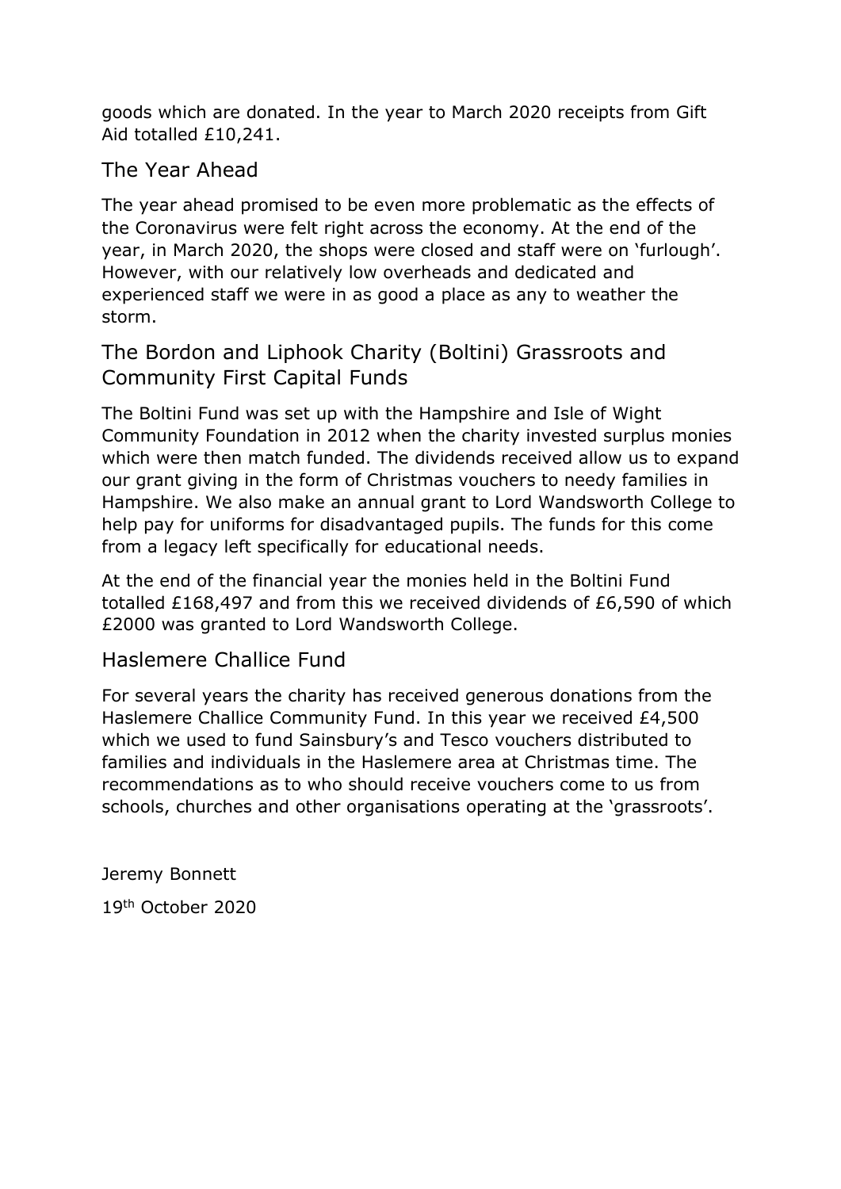goods which are donated. In the year to March 2020 receipts from Gift Aid totalled £10,241.

## The Year Ahead

The year ahead promised to be even more problematic as the effects of the Coronavirus were felt right across the economy. At the end of the year, in March 2020, the shops were closed and staff were on 'furlough'. However, with our relatively low overheads and dedicated and experienced staff we were in as good a place as any to weather the storm.

## The Bordon and Liphook Charity (Boltini) Grassroots and Community First Capital Funds

The Boltini Fund was set up with the Hampshire and Isle of Wight Community Foundation in 2012 when the charity invested surplus monies which were then match funded. The dividends received allow us to expand our grant giving in the form of Christmas vouchers to needy families in Hampshire. We also make an annual grant to Lord Wandsworth College to help pay for uniforms for disadvantaged pupils. The funds for this come from a legacy left specifically for educational needs.

At the end of the financial year the monies held in the Boltini Fund totalled £168,497 and from this we received dividends of £6,590 of which £2000 was granted to Lord Wandsworth College.

## Haslemere Challice Fund

For several years the charity has received generous donations from the Haslemere Challice Community Fund. In this year we received £4,500 which we used to fund Sainsbury's and Tesco vouchers distributed to families and individuals in the Haslemere area at Christmas time. The recommendations as to who should receive vouchers come to us from schools, churches and other organisations operating at the 'grassroots'.

Jeremy Bonnett

19th October 2020